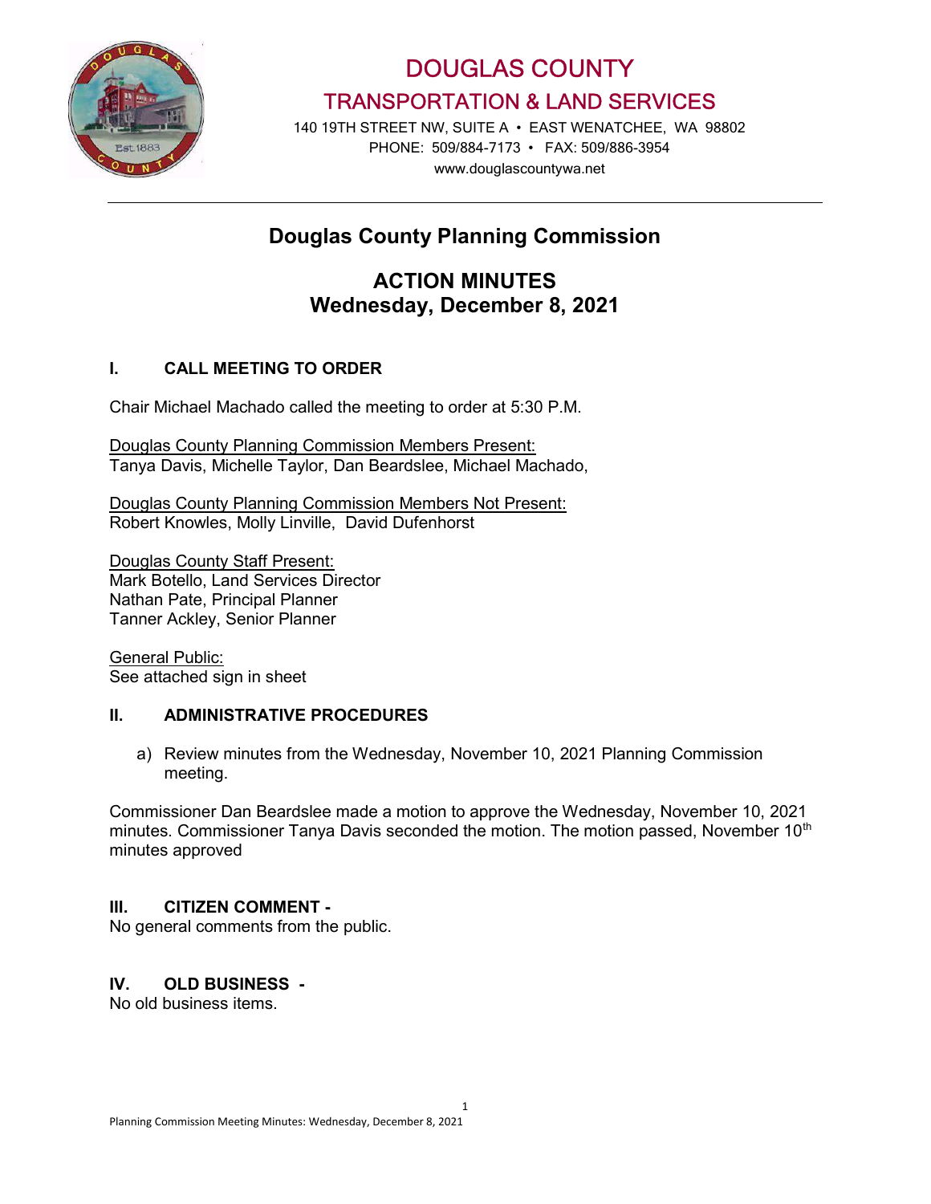# DOUGLAS COUNTY
## TRANSPORTATION & LAND SERVICES

140 19TH STREET NW, SUITE A • EAST WENATCHEE, WA 98802
PHONE: 509/884-7173 • FAX: 509/886-3954
www.douglascountywa.net

---

## Douglas County Planning Commission

## ACTION MINUTES
## Wednesday, December 8, 2021

### I. CALL MEETING TO ORDER

Chair Michael Machado called the meeting to order at 5:30 P.M.

Douglas County Planning Commission Members Present:
Tanya Davis, Michelle Taylor, Dan Beardslee, Michael Machado,

Douglas County Planning Commission Members Not Present:
Robert Knowles, Molly Linville, David Dufenhorst

Douglas County Staff Present:
Mark Botello, Land Services Director
Nathan Pate, Principal Planner
Tanner Ackley, Senior Planner

General Public:
See attached sign in sheet

### II. ADMINISTRATIVE PROCEDURES

a) Review minutes from the Wednesday, November 10, 2021 Planning Commission meeting.

Commissioner Dan Beardslee made a motion to approve the Wednesday, November 10, 2021 minutes. Commissioner Tanya Davis seconded the motion. The motion passed, November 10th minutes approved

### III. CITIZEN COMMENT -

No general comments from the public.

### IV. OLD BUSINESS -

No old business items.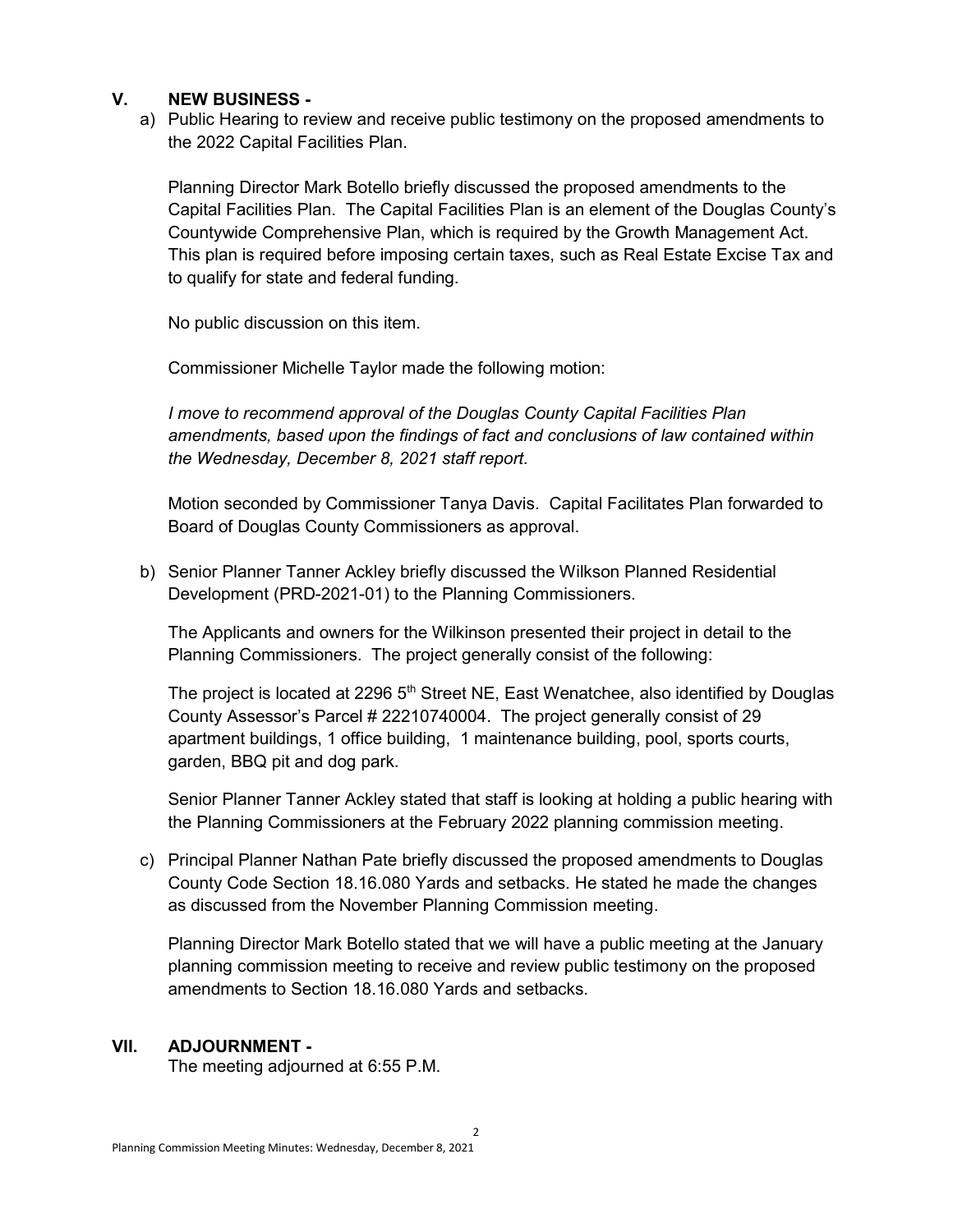## V. NEW BUSINESS -

a) Public Hearing to review and receive public testimony on the proposed amendments to the 2022 Capital Facilities Plan.

   Planning Director Mark Botello briefly discussed the proposed amendments to the Capital Facilities Plan. The Capital Facilities Plan is an element of the Douglas County's Countywide Comprehensive Plan, which is required by the Growth Management Act. This plan is required before imposing certain taxes, such as Real Estate Excise Tax and to qualify for state and federal funding.

   No public discussion on this item.

   Commissioner Michelle Taylor made the following motion:

   *I move to recommend approval of the Douglas County Capital Facilities Plan amendments, based upon the findings of fact and conclusions of law contained within the Wednesday, December 8, 2021 staff report.*

   Motion seconded by Commissioner Tanya Davis. Capital Facilitates Plan forwarded to Board of Douglas County Commissioners as approval.

b) Senior Planner Tanner Ackley briefly discussed the Wilkson Planned Residential Development (PRD-2021-01) to the Planning Commissioners.

   The Applicants and owners for the Wilkinson presented their project in detail to the Planning Commissioners. The project generally consist of the following:

   The project is located at 2296 5th Street NE, East Wenatchee, also identified by Douglas County Assessor's Parcel # 22210740004. The project generally consist of 29 apartment buildings, 1 office building, 1 maintenance building, pool, sports courts, garden, BBQ pit and dog park.

   Senior Planner Tanner Ackley stated that staff is looking at holding a public hearing with the Planning Commissioners at the February 2022 planning commission meeting.

c) Principal Planner Nathan Pate briefly discussed the proposed amendments to Douglas County Code Section 18.16.080 Yards and setbacks. He stated he made the changes as discussed from the November Planning Commission meeting.

   Planning Director Mark Botello stated that we will have a public meeting at the January planning commission meeting to receive and review public testimony on the proposed amendments to Section 18.16.080 Yards and setbacks.

## VII. ADJOURNMENT -

The meeting adjourned at 6:55 P.M.